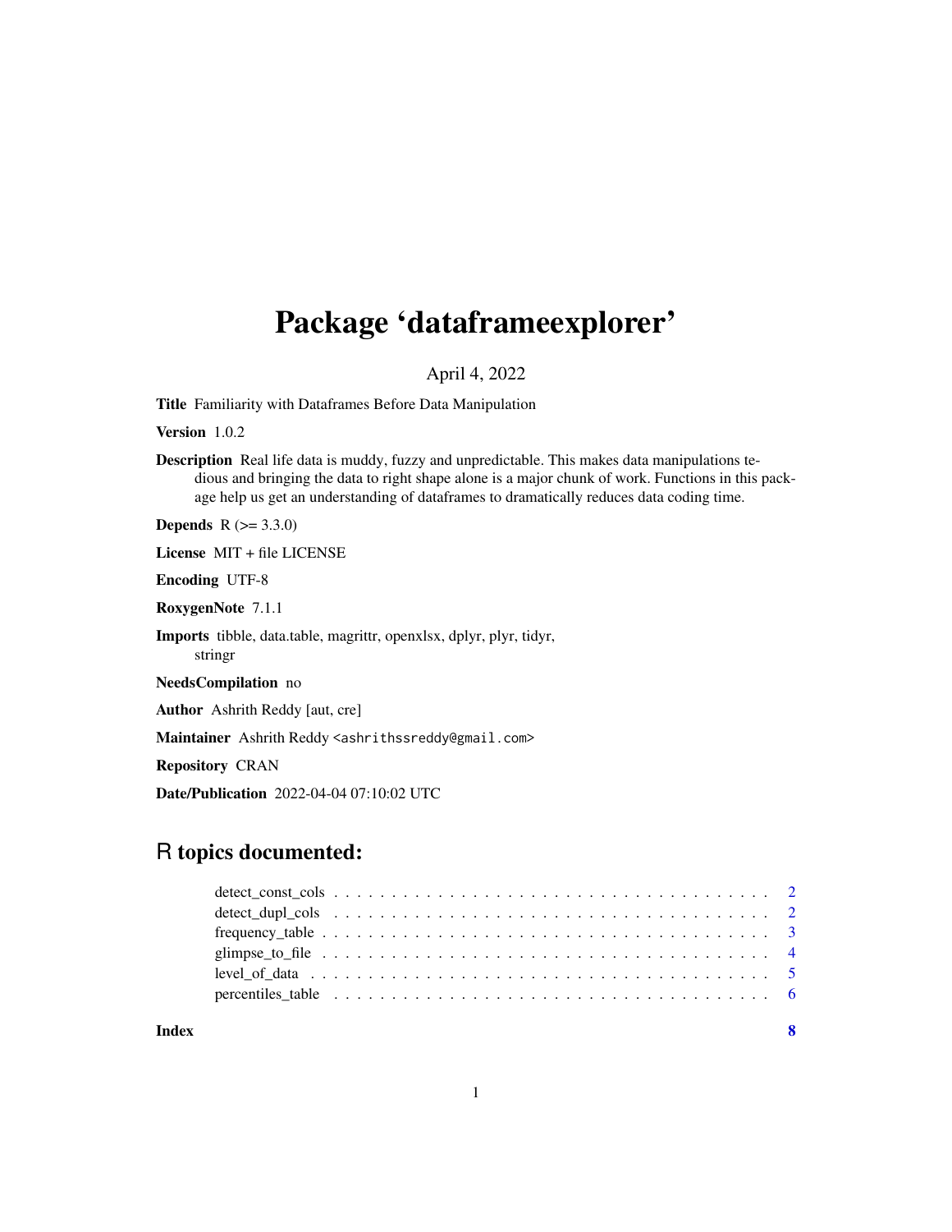# Package 'dataframeexplorer'

April 4, 2022

**Title** Familiarity with Dataframes Before Data Manipulation

**Version** 1.0.2

**Description** Real life data is muddy, fuzzy and unpredictable. This makes data manipulations tedious and bringing the data to right shape alone is a major chunk of work. Functions in this package help us get an understanding of dataframes to dramatically reduces data coding time.

**Depends** R (>= 3.3.0)

**License** MIT + file LICENSE

**Encoding** UTF-8

**RoxygenNote** 7.1.1

**Imports** tibble, data.table, magrittr, openxlsx, dplyr, plyr, tidyr, stringr

**NeedsCompilation** no

**Author** Ashrith Reddy [aut, cre]

**Maintainer** Ashrith Reddy <ashrithssreddy@gmail.com>

**Repository** CRAN

**Date/Publication** 2022-04-04 07:10:02 UTC

## R topics documented:

- detect_const_cols . . . . . . . . . . . . . . . . . . . . . . . . . . . . . . . . . . . . 2
- detect_dupl_cols . . . . . . . . . . . . . . . . . . . . . . . . . . . . . . . . . . . . 2
- frequency_table . . . . . . . . . . . . . . . . . . . . . . . . . . . . . . . . . . . . 3
- glimpse_to_file . . . . . . . . . . . . . . . . . . . . . . . . . . . . . . . . . . . . 4
- level_of_data . . . . . . . . . . . . . . . . . . . . . . . . . . . . . . . . . . . . 5
- percentiles_table . . . . . . . . . . . . . . . . . . . . . . . . . . . . . . . . . . . . 6

**Index** 8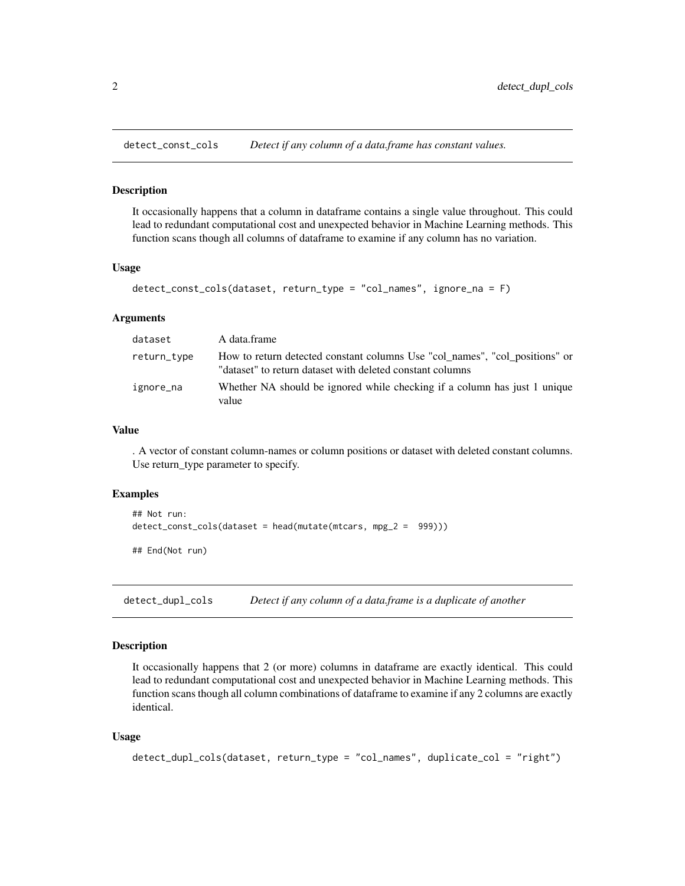## detect_const_cols — *Detect if any column of a data.frame has constant values.*

### Description

It occasionally happens that a column in dataframe contains a single value throughout. This could lead to redundant computational cost and unexpected behavior in Machine Learning methods. This function scans though all columns of dataframe to examine if any column has no variation.

### Usage

```
detect_const_cols(dataset, return_type = "col_names", ignore_na = F)
```

### Arguments

| | |
|---|---|
| dataset | A data.frame |
| return_type | How to return detected constant columns Use "col_names", "col_positions" or "dataset" to return dataset with deleted constant columns |
| ignore_na | Whether NA should be ignored while checking if a column has just 1 unique value |

### Value

. A vector of constant column-names or column positions or dataset with deleted constant columns. Use return_type parameter to specify.

### Examples

```
## Not run:
detect_const_cols(dataset = head(mutate(mtcars, mpg_2 =  999)))

## End(Not run)
```

## detect_dupl_cols — *Detect if any column of a data.frame is a duplicate of another*

### Description

It occasionally happens that 2 (or more) columns in dataframe are exactly identical. This could lead to redundant computational cost and unexpected behavior in Machine Learning methods. This function scans though all column combinations of dataframe to examine if any 2 columns are exactly identical.

### Usage

```
detect_dupl_cols(dataset, return_type = "col_names", duplicate_col = "right")
```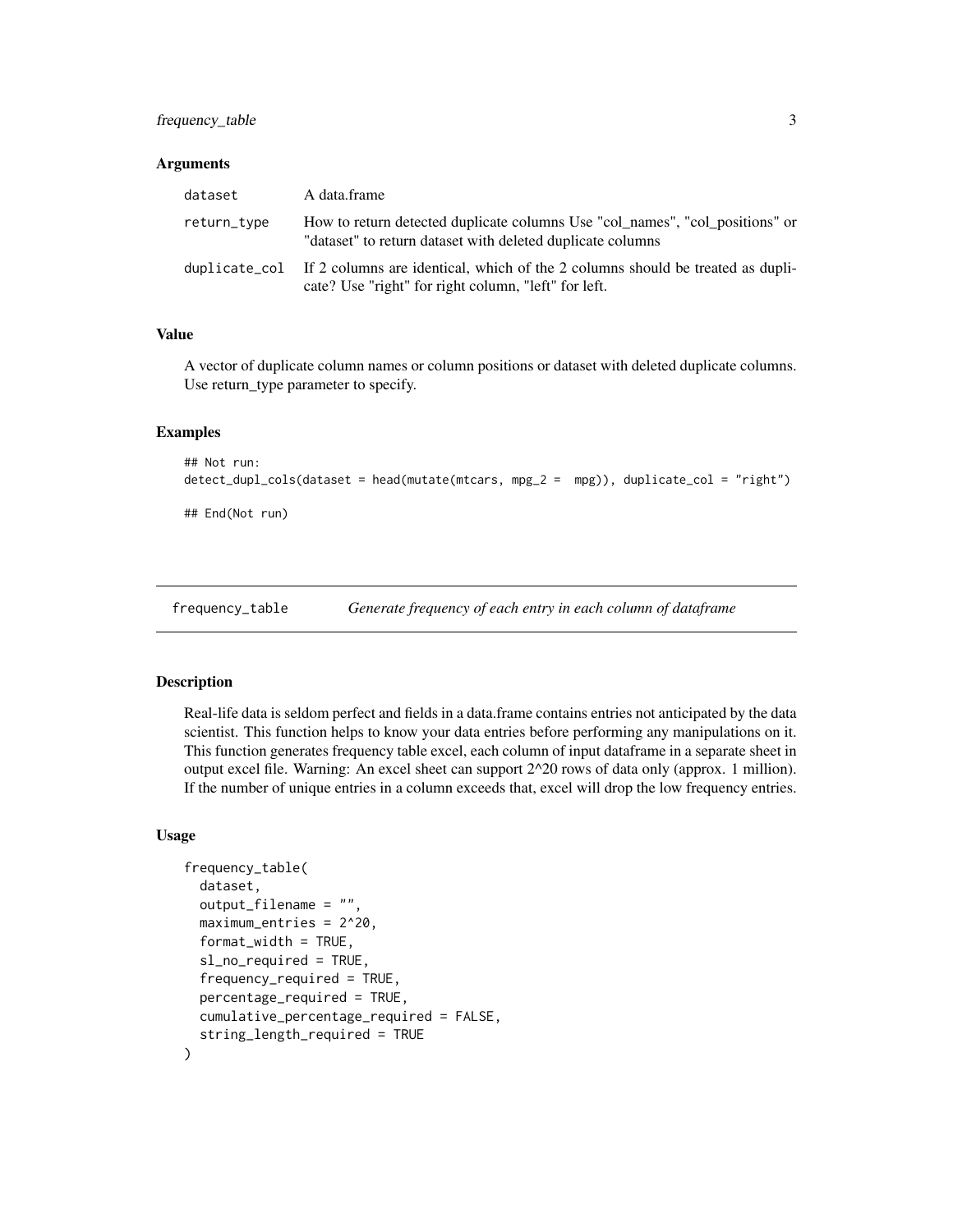### Arguments

| | |
|---|---|
| dataset | A data.frame |
| return_type | How to return detected duplicate columns Use "col_names", "col_positions" or "dataset" to return dataset with deleted duplicate columns |
| duplicate_col | If 2 columns are identical, which of the 2 columns should be treated as duplicate? Use "right" for right column, "left" for left. |

### Value

A vector of duplicate column names or column positions or dataset with deleted duplicate columns. Use return_type parameter to specify.

### Examples

```
## Not run:
detect_dupl_cols(dataset = head(mutate(mtcars, mpg_2 =  mpg)), duplicate_col = "right")

## End(Not run)
```

---

## frequency_table — *Generate frequency of each entry in each column of dataframe*

### Description

Real-life data is seldom perfect and fields in a data.frame contains entries not anticipated by the data scientist. This function helps to know your data entries before performing any manipulations on it. This function generates frequency table excel, each column of input dataframe in a separate sheet in output excel file. Warning: An excel sheet can support 2^20 rows of data only (approx. 1 million). If the number of unique entries in a column exceeds that, excel will drop the low frequency entries.

### Usage

```
frequency_table(
  dataset,
  output_filename = "",
  maximum_entries = 2^20,
  format_width = TRUE,
  sl_no_required = TRUE,
  frequency_required = TRUE,
  percentage_required = TRUE,
  cumulative_percentage_required = FALSE,
  string_length_required = TRUE
)
```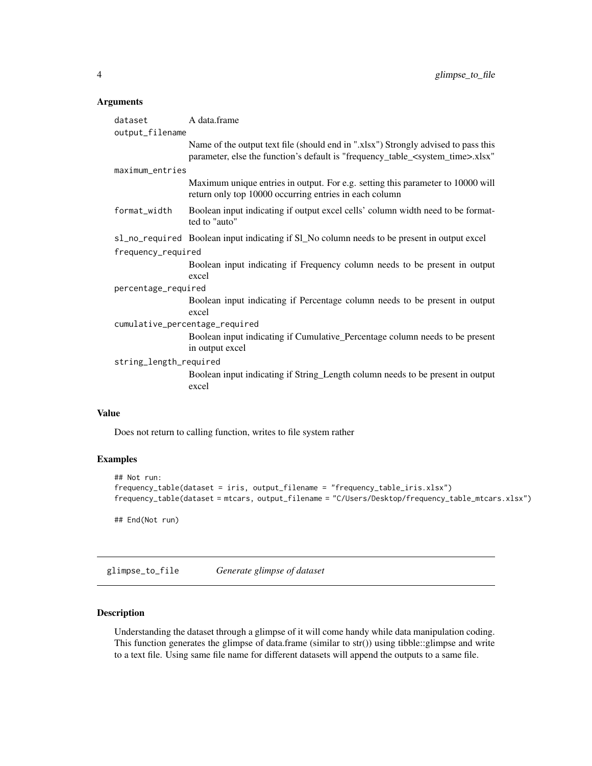### Arguments

- `dataset` — A data.frame
- `output_filename` — Name of the output text file (should end in ".xlsx") Strongly advised to pass this parameter, else the function's default is "frequency_table_<system_time>.xlsx"
- `maximum_entries` — Maximum unique entries in output. For e.g. setting this parameter to 10000 will return only top 10000 occurring entries in each column
- `format_width` — Boolean input indicating if output excel cells' column width need to be formatted to "auto"
- `sl_no_required` — Boolean input indicating if Sl_No column needs to be present in output excel
- `frequency_required` — Boolean input indicating if Frequency column needs to be present in output excel
- `percentage_required` — Boolean input indicating if Percentage column needs to be present in output excel
- `cumulative_percentage_required` — Boolean input indicating if Cumulative_Percentage column needs to be present in output excel
- `string_length_required` — Boolean input indicating if String_Length column needs to be present in output excel

### Value

Does not return to calling function, writes to file system rather

### Examples

```
## Not run:
frequency_table(dataset = iris, output_filename = "frequency_table_iris.xlsx")
frequency_table(dataset = mtcars, output_filename = "C/Users/Desktop/frequency_table_mtcars.xlsx")

## End(Not run)
```

---

## glimpse_to_file — *Generate glimpse of dataset*

### Description

Understanding the dataset through a glimpse of it will come handy while data manipulation coding. This function generates the glimpse of data.frame (similar to str()) using tibble::glimpse and write to a text file. Using same file name for different datasets will append the outputs to a same file.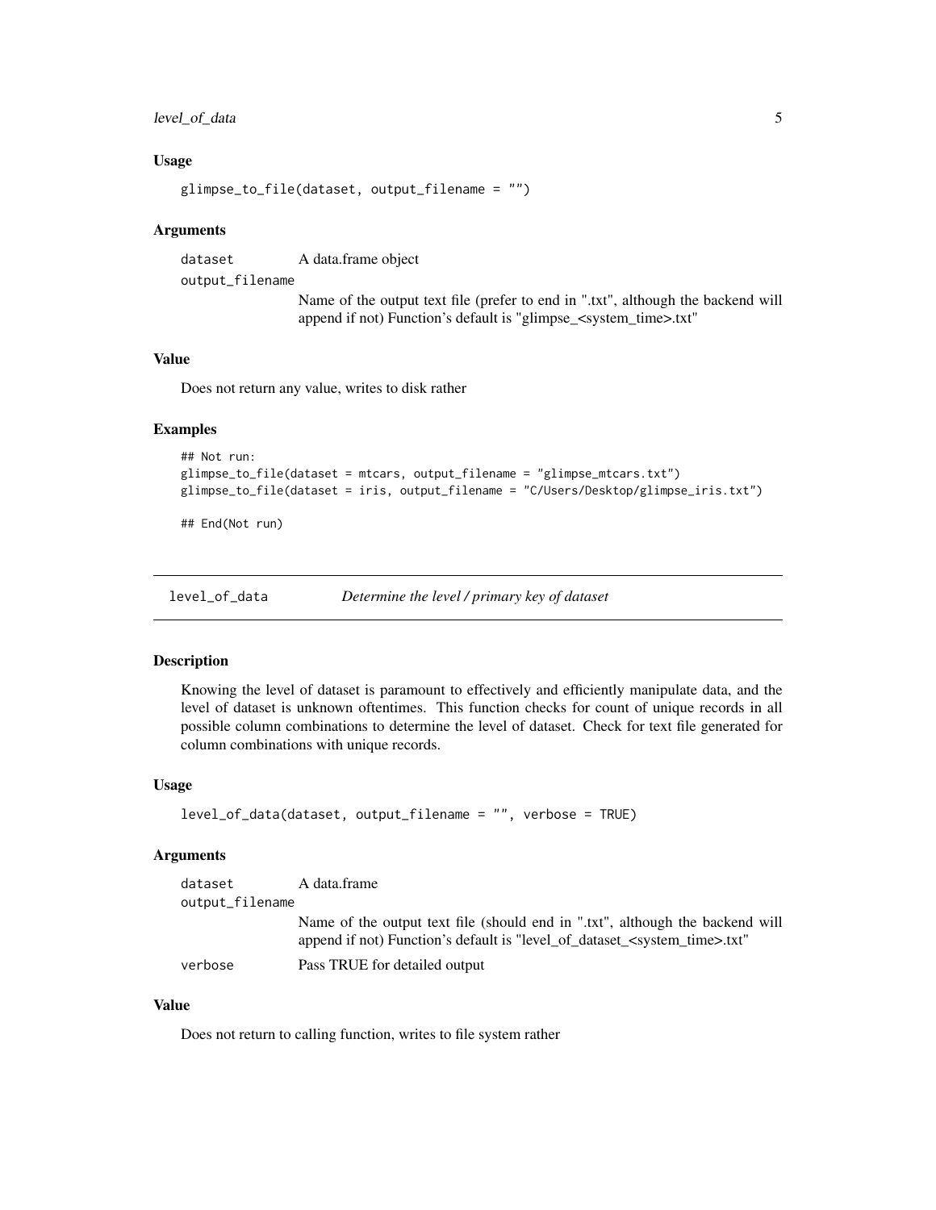### Usage

```
glimpse_to_file(dataset, output_filename = "")
```

### Arguments

| | |
|---|---|
| `dataset` | A data.frame object |
| `output_filename` | Name of the output text file (prefer to end in ".txt", although the backend will append if not) Function's default is "glimpse_<system_time>.txt" |

### Value

Does not return any value, writes to disk rather

### Examples

```
## Not run:
glimpse_to_file(dataset = mtcars, output_filename = "glimpse_mtcars.txt")
glimpse_to_file(dataset = iris, output_filename = "C/Users/Desktop/glimpse_iris.txt")

## End(Not run)
```

---

## `level_of_data` *Determine the level / primary key of dataset*

### Description

Knowing the level of dataset is paramount to effectively and efficiently manipulate data, and the level of dataset is unknown oftentimes. This function checks for count of unique records in all possible column combinations to determine the level of dataset. Check for text file generated for column combinations with unique records.

### Usage

```
level_of_data(dataset, output_filename = "", verbose = TRUE)
```

### Arguments

| | |
|---|---|
| `dataset` | A data.frame |
| `output_filename` | Name of the output text file (should end in ".txt", although the backend will append if not) Function's default is "level_of_dataset_<system_time>.txt" |
| `verbose` | Pass TRUE for detailed output |

### Value

Does not return to calling function, writes to file system rather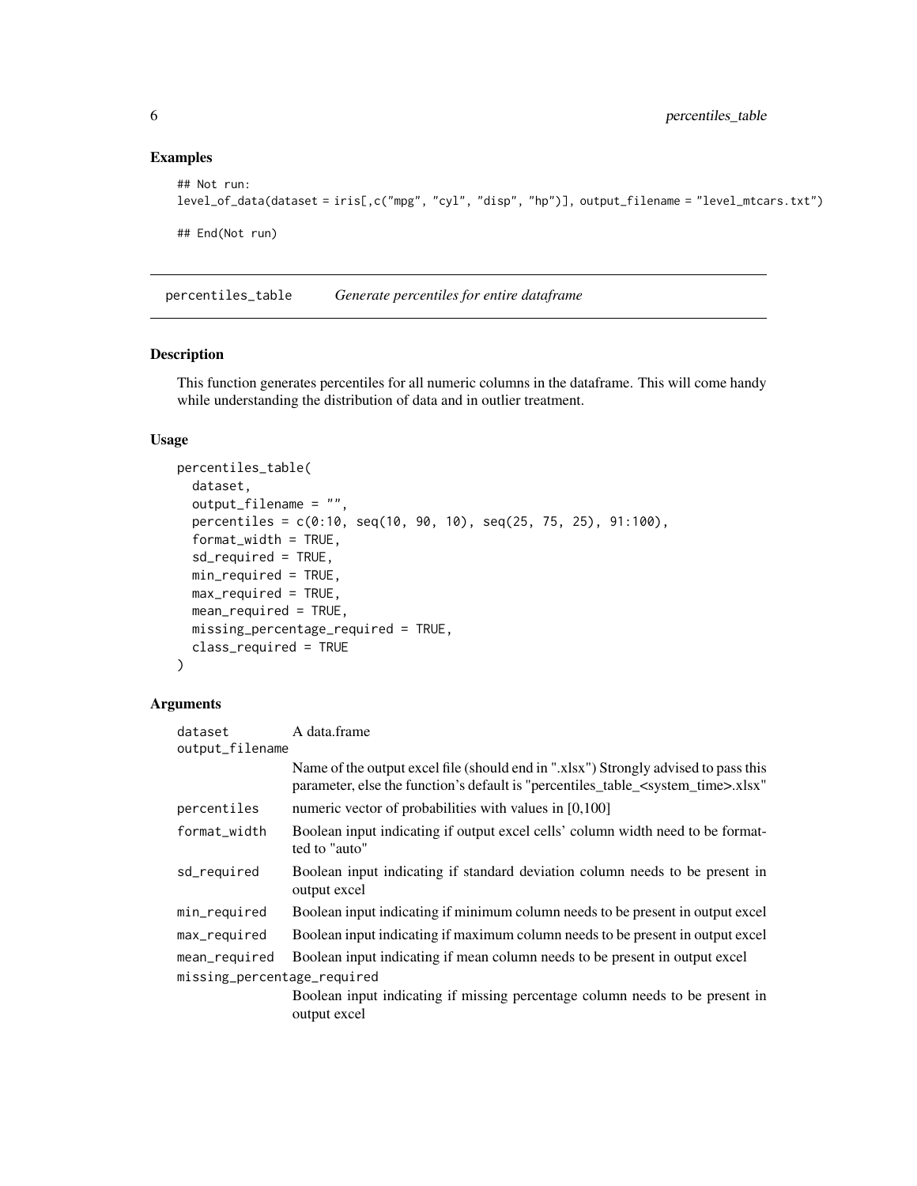## Examples

```
## Not run:
level_of_data(dataset = iris[,c("mpg", "cyl", "disp", "hp")], output_filename = "level_mtcars.txt")

## End(Not run)
```

---

# percentiles_table *Generate percentiles for entire dataframe*

---

## Description

This function generates percentiles for all numeric columns in the dataframe. This will come handy while understanding the distribution of data and in outlier treatment.

## Usage

```
percentiles_table(
  dataset,
  output_filename = "",
  percentiles = c(0:10, seq(10, 90, 10), seq(25, 75, 25), 91:100),
  format_width = TRUE,
  sd_required = TRUE,
  min_required = TRUE,
  max_required = TRUE,
  mean_required = TRUE,
  missing_percentage_required = TRUE,
  class_required = TRUE
)
```

## Arguments

| Argument | Description |
|---|---|
| `dataset` | A data.frame |
| `output_filename` | Name of the output excel file (should end in ".xlsx") Strongly advised to pass this parameter, else the function's default is "percentiles_table_<system_time>.xlsx" |
| `percentiles` | numeric vector of probabilities with values in [0,100] |
| `format_width` | Boolean input indicating if output excel cells' column width need to be formatted to "auto" |
| `sd_required` | Boolean input indicating if standard deviation column needs to be present in output excel |
| `min_required` | Boolean input indicating if minimum column needs to be present in output excel |
| `max_required` | Boolean input indicating if maximum column needs to be present in output excel |
| `mean_required` | Boolean input indicating if mean column needs to be present in output excel |
| `missing_percentage_required` | Boolean input indicating if missing percentage column needs to be present in output excel |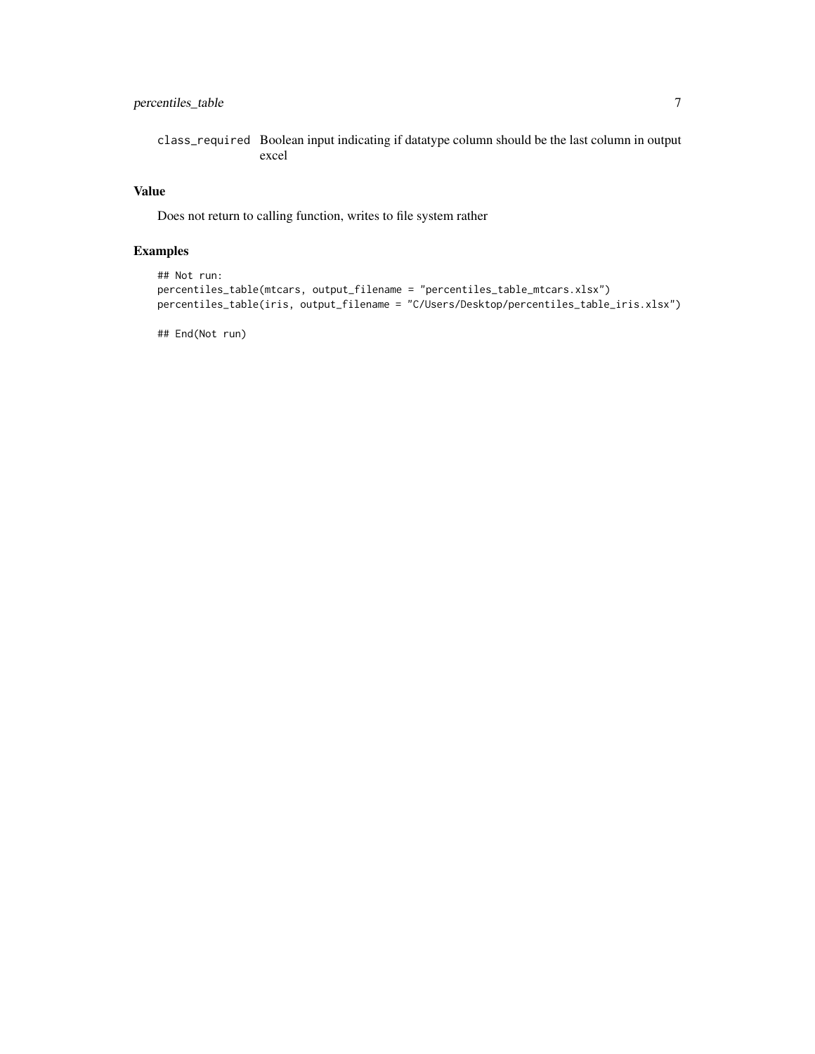class_required Boolean input indicating if datatype column should be the last column in output excel

## Value

Does not return to calling function, writes to file system rather

## Examples

```
## Not run:
percentiles_table(mtcars, output_filename = "percentiles_table_mtcars.xlsx")
percentiles_table(iris, output_filename = "C/Users/Desktop/percentiles_table_iris.xlsx")

## End(Not run)
```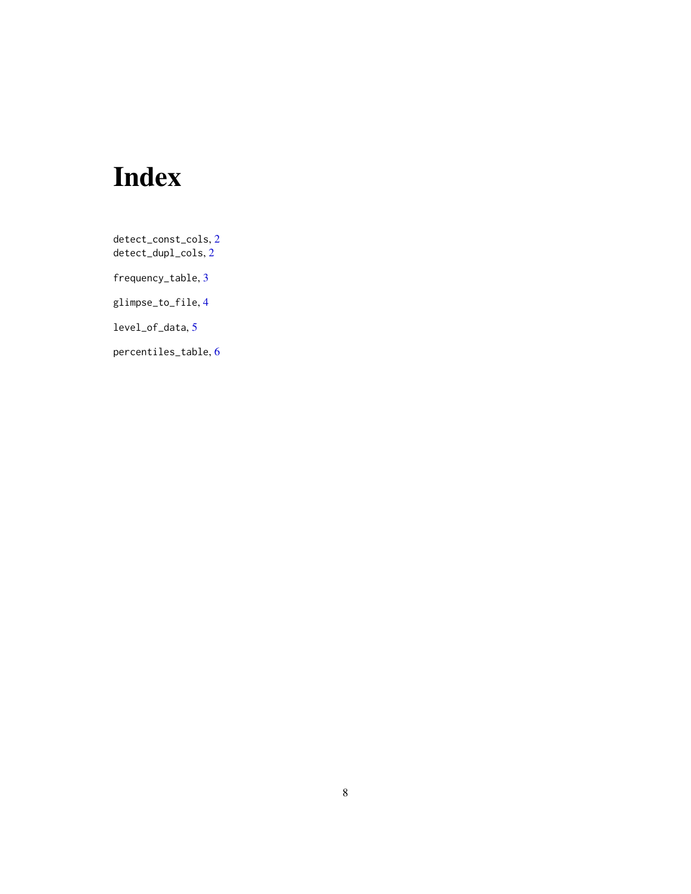# Index

detect_const_cols, 2
detect_dupl_cols, 2

frequency_table, 3

glimpse_to_file, 4

level_of_data, 5

percentiles_table, 6